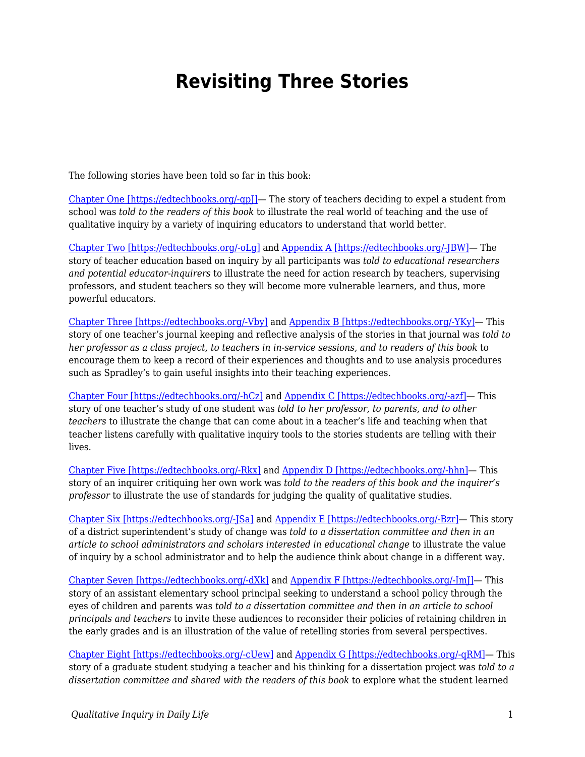# Revisiting Three Stories

The following stories have been told so far in this book:

[Chapter One [https://edtechbooks.org/-qpJ]](https://edtechbooks.org/-qpJ)— The story of teachers deciding to expel a student from school was *told to the readers of this book* to illustrate the real world of teaching and the use of qualitative inquiry by a variety of inquiring educators to understand that world better.

[Chapter Two [https://edtechbooks.org/-oLg]](https://edtechbooks.org/-oLg) and [Appendix A [https://edtechbooks.org/-JBW]](https://edtechbooks.org/-JBW)— The story of teacher education based on inquiry by all participants was *told to educational researchers and potential educator-inquirers* to illustrate the need for action research by teachers, supervising professors, and student teachers so they will become more vulnerable learners, and thus, more powerful educators.

[Chapter Three [https://edtechbooks.org/-Vby]](https://edtechbooks.org/-Vby) and [Appendix B [https://edtechbooks.org/-YKy]](https://edtechbooks.org/-YKy)— This story of one teacher's journal keeping and reflective analysis of the stories in that journal was *told to her professor as a class project, to teachers in in-service sessions, and to readers of this book* to encourage them to keep a record of their experiences and thoughts and to use analysis procedures such as Spradley's to gain useful insights into their teaching experiences.

[Chapter Four [https://edtechbooks.org/-hCz]](https://edtechbooks.org/-hCz) and [Appendix C [https://edtechbooks.org/-azf]](https://edtechbooks.org/-azf)— This story of one teacher's study of one student was *told to her professor, to parents, and to other teachers* to illustrate the change that can come about in a teacher's life and teaching when that teacher listens carefully with qualitative inquiry tools to the stories students are telling with their lives.

[Chapter Five [https://edtechbooks.org/-Rkx]](https://edtechbooks.org/-Rkx) and [Appendix D [https://edtechbooks.org/-hhn]](https://edtechbooks.org/-hhn)— This story of an inquirer critiquing her own work was *told to the readers of this book and the inquirer's professor* to illustrate the use of standards for judging the quality of qualitative studies.

[Chapter Six [https://edtechbooks.org/-JSa]](https://edtechbooks.org/-JSa) and [Appendix E [https://edtechbooks.org/-Bzr]](https://edtechbooks.org/-Bzr)— This story of a district superintendent's study of change was *told to a dissertation committee and then in an article to school administrators and scholars interested in educational change* to illustrate the value of inquiry by a school administrator and to help the audience think about change in a different way.

[Chapter Seven [https://edtechbooks.org/-dXk]](https://edtechbooks.org/-dXk) and [Appendix F [https://edtechbooks.org/-ImJ]](https://edtechbooks.org/-ImJ)— This story of an assistant elementary school principal seeking to understand a school policy through the eyes of children and parents was *told to a dissertation committee and then in an article to school principals and teachers* to invite these audiences to reconsider their policies of retaining children in the early grades and is an illustration of the value of retelling stories from several perspectives.

[Chapter Eight [https://edtechbooks.org/-cUew]](https://edtechbooks.org/-cUew) and [Appendix G [https://edtechbooks.org/-qRM]](https://edtechbooks.org/-qRM)— This story of a graduate student studying a teacher and his thinking for a dissertation project was *told to a dissertation committee and shared with the readers of this book* to explore what the student learned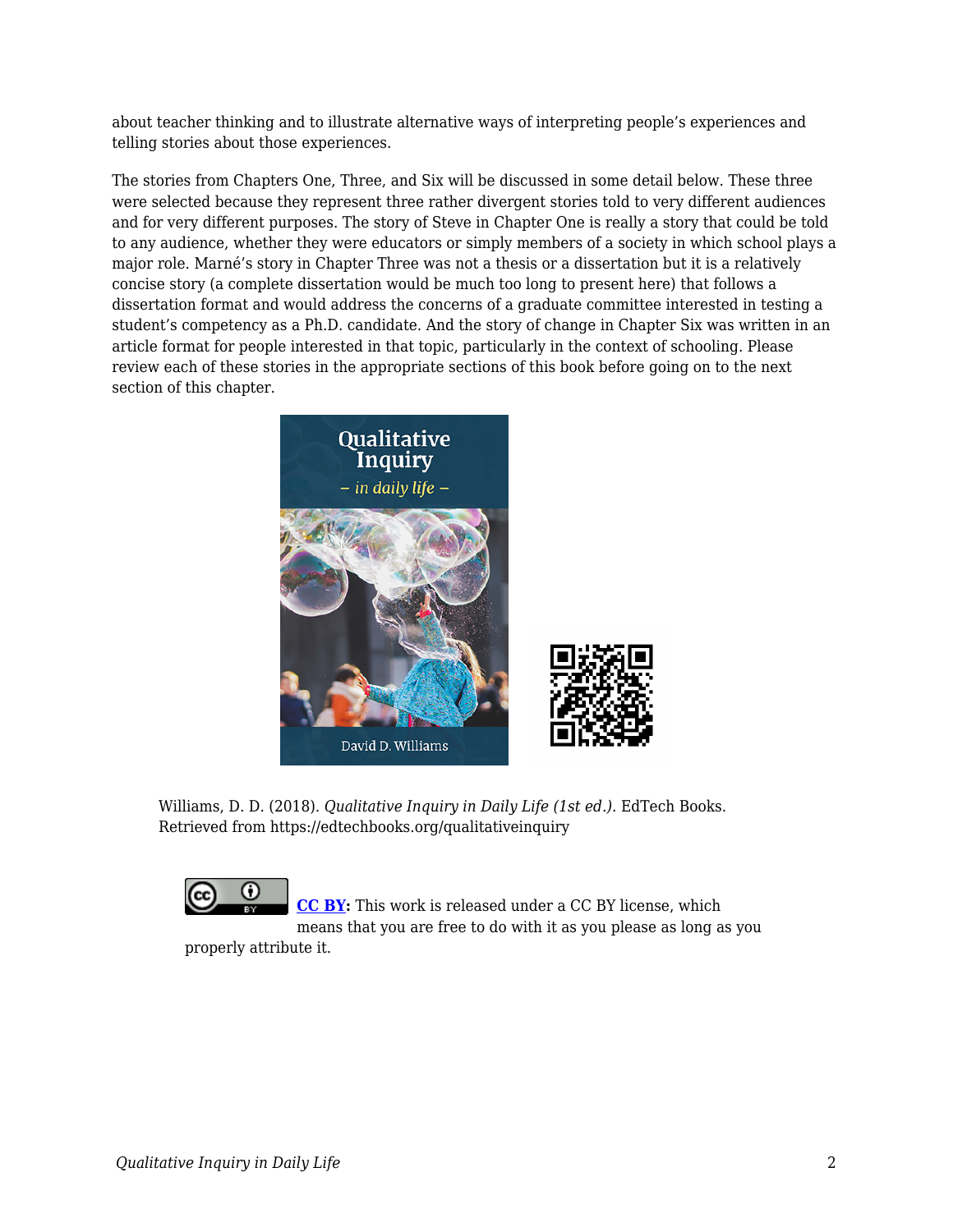about teacher thinking and to illustrate alternative ways of interpreting people's experiences and telling stories about those experiences.

The stories from Chapters One, Three, and Six will be discussed in some detail below. These three were selected because they represent three rather divergent stories told to very different audiences and for very different purposes. The story of Steve in Chapter One is really a story that could be told to any audience, whether they were educators or simply members of a society in which school plays a major role. Marné's story in Chapter Three was not a thesis or a dissertation but it is a relatively concise story (a complete dissertation would be much too long to present here) that follows a dissertation format and would address the concerns of a graduate committee interested in testing a student's competency as a Ph.D. candidate. And the story of change in Chapter Six was written in an article format for people interested in that topic, particularly in the context of schooling. Please review each of these stories in the appropriate sections of this book before going on to the next section of this chapter.

Williams, D. D. (2018). *Qualitative Inquiry in Daily Life (1st ed.)*. EdTech Books. Retrieved from https://edtechbooks.org/qualitativeinquiry

**CC BY:** This work is released under a CC BY license, which means that you are free to do with it as you please as long as you properly attribute it.